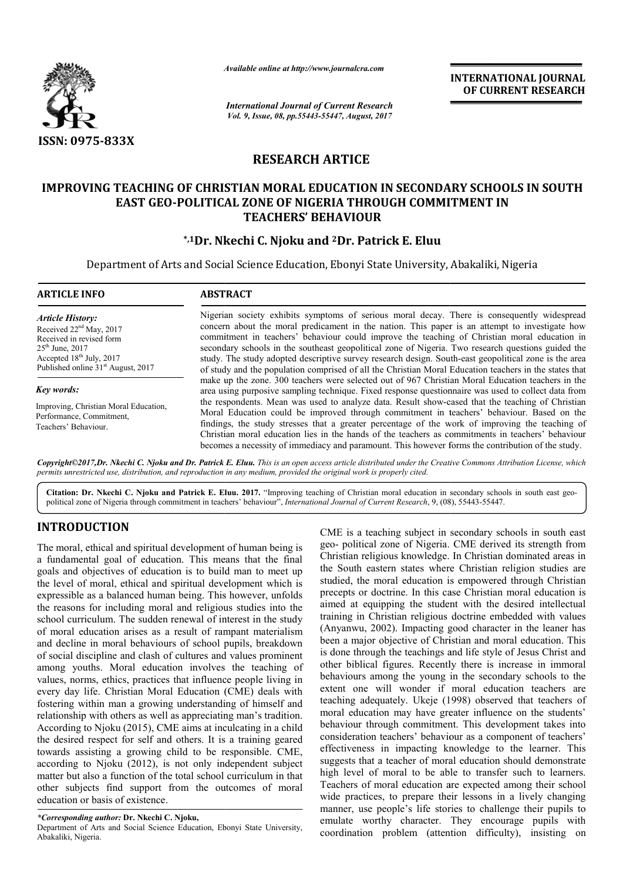*Available online at http://www.journalcra.com*

*International Journal of Current Research*
*Vol. 9, Issue, 08, pp.55443-55447, August, 2017*

**INTERNATIONAL JOURNAL OF CURRENT RESEARCH**

ISSN: 0975-833X

## RESEARCH ARTICLE

# IMPROVING TEACHING OF CHRISTIAN MORAL EDUCATION IN SECONDARY SCHOOLS IN SOUTH EAST GEO-POLITICAL ZONE OF NIGERIA THROUGH COMMITMENT IN TEACHERS' BEHAVIOUR

**\*,1Dr. Nkechi C. Njoku and 2Dr. Patrick E. Eluu**

Department of Arts and Social Science Education, Ebonyi State University, Abakaliki, Nigeria

**ARTICLE INFO**

*Article History:*

Received 22nd May, 2017
Received in revised form 25th June, 2017
Accepted 18th July, 2017
Published online 31st August, 2017

*Key words:*

Improving, Christian Moral Education, Performance, Commitment, Teachers' Behaviour.

**ABSTRACT**

Nigerian society exhibits symptoms of serious moral decay. There is consequently widespread concern about the moral predicament in the nation. This paper is an attempt to investigate how commitment in teachers' behaviour could improve the teaching of Christian moral education in secondary schools in the southeast geopolitical zone of Nigeria. Two research questions guided the study. The study adopted descriptive survey research design. South-east geopolitical zone is the area of study and the population comprised of all the Christian Moral Education teachers in the states that make up the zone. 300 teachers were selected out of 967 Christian Moral Education teachers in the area using purposive sampling technique. Fixed response questionnaire was used to collect data from the respondents. Mean was used to analyze data. Result show-cased that the teaching of Christian Moral Education could be improved through commitment in teachers' behaviour. Based on the findings, the study stresses that a greater percentage of the work of improving the teaching of Christian moral education lies in the hands of the teachers as commitments in teachers' behaviour becomes a necessity of immediacy and paramount. This however forms the contribution of the study.

*Copyright©2017,Dr. Nkechi C. Njoku and Dr. Patrick E. Eluu. This is an open access article distributed under the Creative Commons Attribution License, which permits unrestricted use, distribution, and reproduction in any medium, provided the original work is properly cited.*

**Citation: Dr. Nkechi C. Njoku and Patrick E. Eluu. 2017.** "Improving teaching of Christian moral education in secondary schools in south east geo-political zone of Nigeria through commitment in teachers' behaviour", *International Journal of Current Research*, 9, (08), 55443-55447.

## INTRODUCTION

The moral, ethical and spiritual development of human being is a fundamental goal of education. This means that the final goals and objectives of education is to build man to meet up the level of moral, ethical and spiritual development which is expressible as a balanced human being. This however, unfolds the reasons for including moral and religious studies into the school curriculum. The sudden renewal of interest in the study of moral education arises as a result of rampant materialism and decline in moral behaviours of school pupils, breakdown of social discipline and clash of cultures and values prominent among youths. Moral education involves the teaching of values, norms, ethics, practices that influence people living in every day life. Christian Moral Education (CME) deals with fostering within man a growing understanding of himself and relationship with others as well as appreciating man's tradition. According to Njoku (2015), CME aims at inculcating in a child the desired respect for self and others. It is a training geared towards assisting a growing child to be responsible. CME, according to Njoku (2012), is not only independent subject matter but also a function of the total school curriculum in that other subjects find support from the outcomes of moral education or basis of existence.

CME is a teaching subject in secondary schools in south east geo- political zone of Nigeria. CME derived its strength from Christian religious knowledge. In Christian dominated areas in the South eastern states where Christian religion studies are studied, the moral education is empowered through Christian precepts or doctrine. In this case Christian moral education is aimed at equipping the student with the desired intellectual training in Christian religious doctrine embedded with values (Anyanwu, 2002). Impacting good character in the leaner has been a major objective of Christian and moral education. This is done through the teachings and life style of Jesus Christ and other biblical figures. Recently there is increase in immoral behaviours among the young in the secondary schools to the extent one will wonder if moral education teachers are teaching adequately. Ukeje (1998) observed that teachers of moral education may have greater influence on the students' behaviour through commitment. This development takes into consideration teachers' behaviour as a component of teachers' effectiveness in impacting knowledge to the learner. This suggests that a teacher of moral education should demonstrate high level of moral to be able to transfer such to learners. Teachers of moral education are expected among their school wide practices, to prepare their lessons in a lively changing manner, use people's life stories to challenge their pupils to emulate worthy character. They encourage pupils with coordination problem (attention difficulty), insisting on

*\*Corresponding author:* **Dr. Nkechi C. Njoku,**
Department of Arts and Social Science Education, Ebonyi State University, Abakaliki, Nigeria.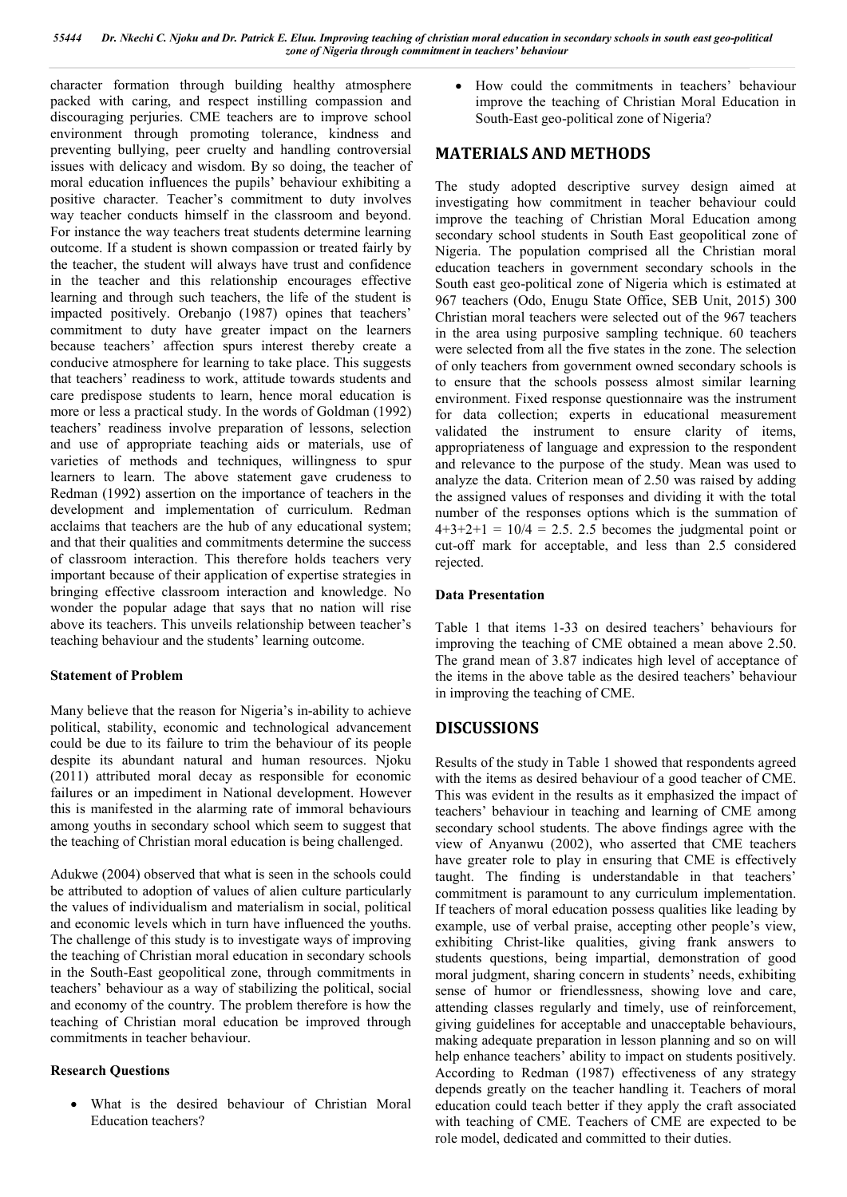character formation through building healthy atmosphere packed with caring, and respect instilling compassion and discouraging perjuries. CME teachers are to improve school environment through promoting tolerance, kindness and preventing bullying, peer cruelty and handling controversial issues with delicacy and wisdom. By so doing, the teacher of moral education influences the pupils' behaviour exhibiting a positive character. Teacher's commitment to duty involves way teacher conducts himself in the classroom and beyond. For instance the way teachers treat students determine learning outcome. If a student is shown compassion or treated fairly by the teacher, the student will always have trust and confidence in the teacher and this relationship encourages effective learning and through such teachers, the life of the student is impacted positively. Orebanjo (1987) opines that teachers' commitment to duty have greater impact on the learners because teachers' affection spurs interest thereby create a conducive atmosphere for learning to take place. This suggests that teachers' readiness to work, attitude towards students and care predispose students to learn, hence moral education is more or less a practical study. In the words of Goldman (1992) teachers' readiness involve preparation of lessons, selection and use of appropriate teaching aids or materials, use of varieties of methods and techniques, willingness to spur learners to learn. The above statement gave crudeness to Redman (1992) assertion on the importance of teachers in the development and implementation of curriculum. Redman acclaims that teachers are the hub of any educational system; and that their qualities and commitments determine the success of classroom interaction. This therefore holds teachers very important because of their application of expertise strategies in bringing effective classroom interaction and knowledge. No wonder the popular adage that says that no nation will rise above its teachers. This unveils relationship between teacher's teaching behaviour and the students' learning outcome.

### Statement of Problem

Many believe that the reason for Nigeria's in-ability to achieve political, stability, economic and technological advancement could be due to its failure to trim the behaviour of its people despite its abundant natural and human resources. Njoku (2011) attributed moral decay as responsible for economic failures or an impediment in National development. However this is manifested in the alarming rate of immoral behaviours among youths in secondary school which seem to suggest that the teaching of Christian moral education is being challenged.

Adukwe (2004) observed that what is seen in the schools could be attributed to adoption of values of alien culture particularly the values of individualism and materialism in social, political and economic levels which in turn have influenced the youths. The challenge of this study is to investigate ways of improving the teaching of Christian moral education in secondary schools in the South-East geopolitical zone, through commitments in teachers' behaviour as a way of stabilizing the political, social and economy of the country. The problem therefore is how the teaching of Christian moral education be improved through commitments in teacher behaviour.

### Research Questions

- What is the desired behaviour of Christian Moral Education teachers?
- How could the commitments in teachers' behaviour improve the teaching of Christian Moral Education in South-East geo-political zone of Nigeria?

## MATERIALS AND METHODS

The study adopted descriptive survey design aimed at investigating how commitment in teacher behaviour could improve the teaching of Christian Moral Education among secondary school students in South East geopolitical zone of Nigeria. The population comprised all the Christian moral education teachers in government secondary schools in the South east geo-political zone of Nigeria which is estimated at 967 teachers (Odo, Enugu State Office, SEB Unit, 2015) 300 Christian moral teachers were selected out of the 967 teachers in the area using purposive sampling technique. 60 teachers were selected from all the five states in the zone. The selection of only teachers from government owned secondary schools is to ensure that the schools possess almost similar learning environment. Fixed response questionnaire was the instrument for data collection; experts in educational measurement validated the instrument to ensure clarity of items, appropriateness of language and expression to the respondent and relevance to the purpose of the study. Mean was used to analyze the data. Criterion mean of 2.50 was raised by adding the assigned values of responses and dividing it with the total number of the responses options which is the summation of $4+3+2+1 = 10/4 = 2.5$. 2.5 becomes the judgmental point or cut-off mark for acceptable, and less than 2.5 considered rejected.

### Data Presentation

Table 1 that items 1-33 on desired teachers' behaviours for improving the teaching of CME obtained a mean above 2.50. The grand mean of 3.87 indicates high level of acceptance of the items in the above table as the desired teachers' behaviour in improving the teaching of CME.

## DISCUSSIONS

Results of the study in Table 1 showed that respondents agreed with the items as desired behaviour of a good teacher of CME. This was evident in the results as it emphasized the impact of teachers' behaviour in teaching and learning of CME among secondary school students. The above findings agree with the view of Anyanwu (2002), who asserted that CME teachers have greater role to play in ensuring that CME is effectively taught. The finding is understandable in that teachers' commitment is paramount to any curriculum implementation. If teachers of moral education possess qualities like leading by example, use of verbal praise, accepting other people's view, exhibiting Christ-like qualities, giving frank answers to students questions, being impartial, demonstration of good moral judgment, sharing concern in students' needs, exhibiting sense of humor or friendlessness, showing love and care, attending classes regularly and timely, use of reinforcement, giving guidelines for acceptable and unacceptable behaviours, making adequate preparation in lesson planning and so on will help enhance teachers' ability to impact on students positively. According to Redman (1987) effectiveness of any strategy depends greatly on the teacher handling it. Teachers of moral education could teach better if they apply the craft associated with teaching of CME. Teachers of CME are expected to be role model, dedicated and committed to their duties.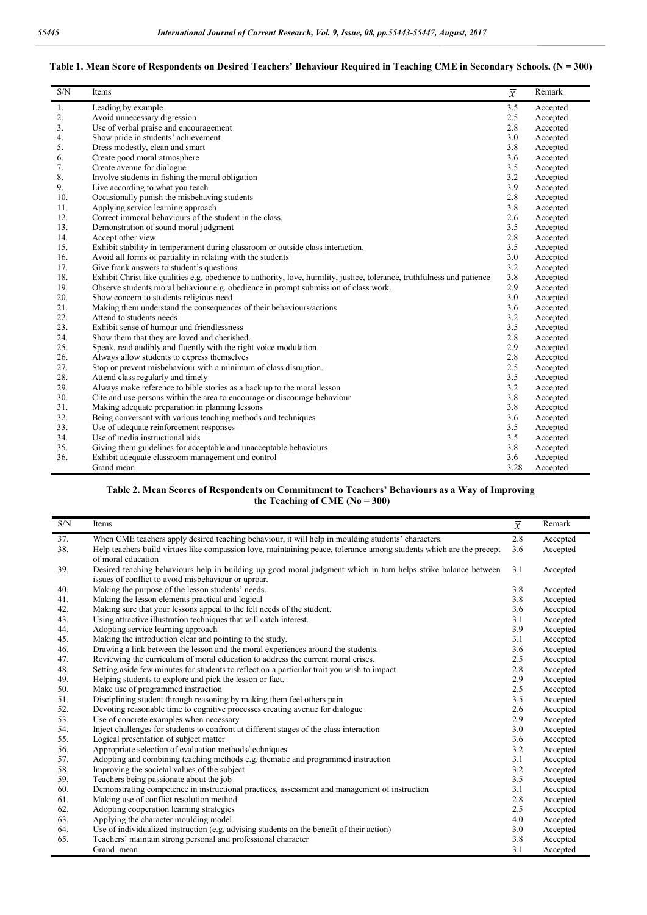**Table 1. Mean Score of Respondents on Desired Teachers' Behaviour Required in Teaching CME in Secondary Schools. (N = 300)**

| S/N | Items | $\overline{x}$ | Remark |
|---|---|---|---|
| 1. | Leading by example | 3.5 | Accepted |
| 2. | Avoid unnecessary digression | 2.5 | Accepted |
| 3. | Use of verbal praise and encouragement | 2.8 | Accepted |
| 4. | Show pride in students' achievement | 3.0 | Accepted |
| 5. | Dress modestly, clean and smart | 3.8 | Accepted |
| 6. | Create good moral atmosphere | 3.6 | Accepted |
| 7. | Create avenue for dialogue | 3.5 | Accepted |
| 8. | Involve students in fishing the moral obligation | 3.2 | Accepted |
| 9. | Live according to what you teach | 3.9 | Accepted |
| 10. | Occasionally punish the misbehaving students | 2.8 | Accepted |
| 11. | Applying service learning approach | 3.8 | Accepted |
| 12. | Correct immoral behaviours of the student in the class. | 2.6 | Accepted |
| 13. | Demonstration of sound moral judgment | 3.5 | Accepted |
| 14. | Accept other view | 2.8 | Accepted |
| 15. | Exhibit stability in temperament during classroom or outside class interaction. | 3.5 | Accepted |
| 16. | Avoid all forms of partiality in relating with the students | 3.0 | Accepted |
| 17. | Give frank answers to student's questions. | 3.2 | Accepted |
| 18. | Exhibit Christ like qualities e.g. obedience to authority, love, humility, justice, tolerance, truthfulness and patience | 3.8 | Accepted |
| 19. | Observe students moral behaviour e.g. obedience in prompt submission of class work. | 2.9 | Accepted |
| 20. | Show concern to students religious need | 3.0 | Accepted |
| 21. | Making them understand the consequences of their behaviours/actions | 3.6 | Accepted |
| 22. | Attend to students needs | 3.2 | Accepted |
| 23. | Exhibit sense of humour and friendlessness | 3.5 | Accepted |
| 24. | Show them that they are loved and cherished. | 2.8 | Accepted |
| 25. | Speak, read audibly and fluently with the right voice modulation. | 2.9 | Accepted |
| 26. | Always allow students to express themselves | 2.8 | Accepted |
| 27. | Stop or prevent misbehaviour with a minimum of class disruption. | 2.5 | Accepted |
| 28. | Attend class regularly and timely | 3.5 | Accepted |
| 29. | Always make reference to bible stories as a back up to the moral lesson | 3.2 | Accepted |
| 30. | Cite and use persons within the area to encourage or discourage behaviour | 3.8 | Accepted |
| 31. | Making adequate preparation in planning lessons | 3.8 | Accepted |
| 32. | Being conversant with various teaching methods and techniques | 3.6 | Accepted |
| 33. | Use of adequate reinforcement responses | 3.5 | Accepted |
| 34. | Use of media instructional aids | 3.5 | Accepted |
| 35. | Giving them guidelines for acceptable and unacceptable behaviours | 3.8 | Accepted |
| 36. | Exhibit adequate classroom management and control | 3.6 | Accepted |
| | Grand mean | 3.28 | Accepted |

**Table 2. Mean Scores of Respondents on Commitment to Teachers' Behaviours as a Way of Improving the Teaching of CME (No = 300)**

| S/N | Items | $\overline{x}$ | Remark |
|---|---|---|---|
| 37. | When CME teachers apply desired teaching behaviour, it will help in moulding students' characters. | 2.8 | Accepted |
| 38. | Help teachers build virtues like compassion love, maintaining peace, tolerance among students which are the precept of moral education | 3.6 | Accepted |
| 39. | Desired teaching behaviours help in building up good moral judgment which in turn helps strike balance between issues of conflict to avoid misbehaviour or uproar. | 3.1 | Accepted |
| 40. | Making the purpose of the lesson students' needs. | 3.8 | Accepted |
| 41. | Making the lesson elements practical and logical | 3.8 | Accepted |
| 42. | Making sure that your lessons appeal to the felt needs of the student. | 3.6 | Accepted |
| 43. | Using attractive illustration techniques that will catch interest. | 3.1 | Accepted |
| 44. | Adopting service learning approach | 3.9 | Accepted |
| 45. | Making the introduction clear and pointing to the study. | 3.1 | Accepted |
| 46. | Drawing a link between the lesson and the moral experiences around the students. | 3.6 | Accepted |
| 47. | Reviewing the curriculum of moral education to address the current moral crises. | 2.5 | Accepted |
| 48. | Setting aside few minutes for students to reflect on a particular trait you wish to impact | 2.8 | Accepted |
| 49. | Helping students to explore and pick the lesson or fact. | 2.9 | Accepted |
| 50. | Make use of programmed instruction | 2.5 | Accepted |
| 51. | Disciplining student through reasoning by making them feel others pain | 3.5 | Accepted |
| 52. | Devoting reasonable time to cognitive processes creating avenue for dialogue | 2.6 | Accepted |
| 53. | Use of concrete examples when necessary | 2.9 | Accepted |
| 54. | Inject challenges for students to confront at different stages of the class interaction | 3.0 | Accepted |
| 55. | Logical presentation of subject matter | 3.6 | Accepted |
| 56. | Appropriate selection of evaluation methods/techniques | 3.2 | Accepted |
| 57. | Adopting and combining teaching methods e.g. thematic and programmed instruction | 3.1 | Accepted |
| 58. | Improving the societal values of the subject | 3.2 | Accepted |
| 59. | Teachers being passionate about the job | 3.5 | Accepted |
| 60. | Demonstrating competence in instructional practices, assessment and management of instruction | 3.1 | Accepted |
| 61. | Making use of conflict resolution method | 2.8 | Accepted |
| 62. | Adopting cooperation learning strategies | 2.5 | Accepted |
| 63. | Applying the character moulding model | 4.0 | Accepted |
| 64. | Use of individualized instruction (e.g. advising students on the benefit of their action) | 3.0 | Accepted |
| 65. | Teachers' maintain strong personal and professional character | 3.8 | Accepted |
| | Grand mean | 3.1 | Accepted |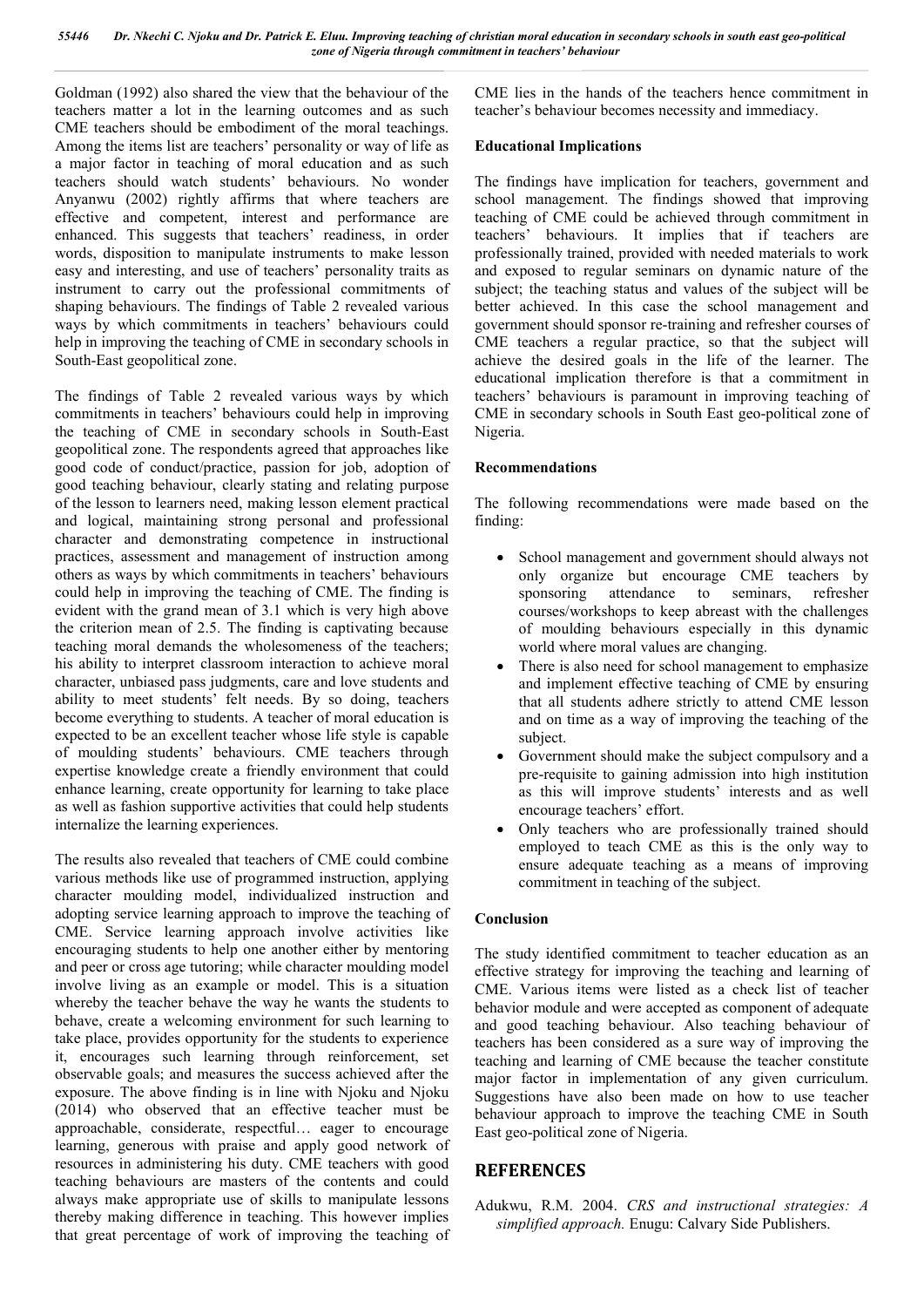Goldman (1992) also shared the view that the behaviour of the teachers matter a lot in the learning outcomes and as such CME teachers should be embodiment of the moral teachings. Among the items list are teachers' personality or way of life as a major factor in teaching of moral education and as such teachers should watch students' behaviours. No wonder Anyanwu (2002) rightly affirms that where teachers are effective and competent, interest and performance are enhanced. This suggests that teachers' readiness, in order words, disposition to manipulate instruments to make lesson easy and interesting, and use of teachers' personality traits as instrument to carry out the professional commitments of shaping behaviours. The findings of Table 2 revealed various ways by which commitments in teachers' behaviours could help in improving the teaching of CME in secondary schools in South-East geopolitical zone.

The findings of Table 2 revealed various ways by which commitments in teachers' behaviours could help in improving the teaching of CME in secondary schools in South-East geopolitical zone. The respondents agreed that approaches like good code of conduct/practice, passion for job, adoption of good teaching behaviour, clearly stating and relating purpose of the lesson to learners need, making lesson element practical and logical, maintaining strong personal and professional character and demonstrating competence in instructional practices, assessment and management of instruction among others as ways by which commitments in teachers' behaviours could help in improving the teaching of CME. The finding is evident with the grand mean of 3.1 which is very high above the criterion mean of 2.5. The finding is captivating because teaching moral demands the wholesomeness of the teachers; his ability to interpret classroom interaction to achieve moral character, unbiased pass judgments, care and love students and ability to meet students' felt needs. By so doing, teachers become everything to students. A teacher of moral education is expected to be an excellent teacher whose life style is capable of moulding students' behaviours. CME teachers through expertise knowledge create a friendly environment that could enhance learning, create opportunity for learning to take place as well as fashion supportive activities that could help students internalize the learning experiences.

The results also revealed that teachers of CME could combine various methods like use of programmed instruction, applying character moulding model, individualized instruction and adopting service learning approach to improve the teaching of CME. Service learning approach involve activities like encouraging students to help one another either by mentoring and peer or cross age tutoring; while character moulding model involve living as an example or model. This is a situation whereby the teacher behave the way he wants the students to behave, create a welcoming environment for such learning to take place, provides opportunity for the students to experience it, encourages such learning through reinforcement, set observable goals; and measures the success achieved after the exposure. The above finding is in line with Njoku and Njoku (2014) who observed that an effective teacher must be approachable, considerate, respectful… eager to encourage learning, generous with praise and apply good network of resources in administering his duty. CME teachers with good teaching behaviours are masters of the contents and could always make appropriate use of skills to manipulate lessons thereby making difference in teaching. This however implies that great percentage of work of improving the teaching of CME lies in the hands of the teachers hence commitment in teacher's behaviour becomes necessity and immediacy.

### Educational Implications

The findings have implication for teachers, government and school management. The findings showed that improving teaching of CME could be achieved through commitment in teachers' behaviours. It implies that if teachers are professionally trained, provided with needed materials to work and exposed to regular seminars on dynamic nature of the subject; the teaching status and values of the subject will be better achieved. In this case the school management and government should sponsor re-training and refresher courses of CME teachers a regular practice, so that the subject will achieve the desired goals in the life of the learner. The educational implication therefore is that a commitment in teachers' behaviours is paramount in improving teaching of CME in secondary schools in South East geo-political zone of Nigeria.

### Recommendations

The following recommendations were made based on the finding:

- School management and government should always not only organize but encourage CME teachers by sponsoring attendance to seminars, refresher courses/workshops to keep abreast with the challenges of moulding behaviours especially in this dynamic world where moral values are changing.
- There is also need for school management to emphasize and implement effective teaching of CME by ensuring that all students adhere strictly to attend CME lesson and on time as a way of improving the teaching of the subject.
- Government should make the subject compulsory and a pre-requisite to gaining admission into high institution as this will improve students' interests and as well encourage teachers' effort.
- Only teachers who are professionally trained should employed to teach CME as this is the only way to ensure adequate teaching as a means of improving commitment in teaching of the subject.

### Conclusion

The study identified commitment to teacher education as an effective strategy for improving the teaching and learning of CME. Various items were listed as a check list of teacher behavior module and were accepted as component of adequate and good teaching behaviour. Also teaching behaviour of teachers has been considered as a sure way of improving the teaching and learning of CME because the teacher constitute major factor in implementation of any given curriculum. Suggestions have also been made on how to use teacher behaviour approach to improve the teaching CME in South East geo-political zone of Nigeria.

## REFERENCES

Adukwu, R.M. 2004. *CRS and instructional strategies: A simplified approach.* Enugu: Calvary Side Publishers.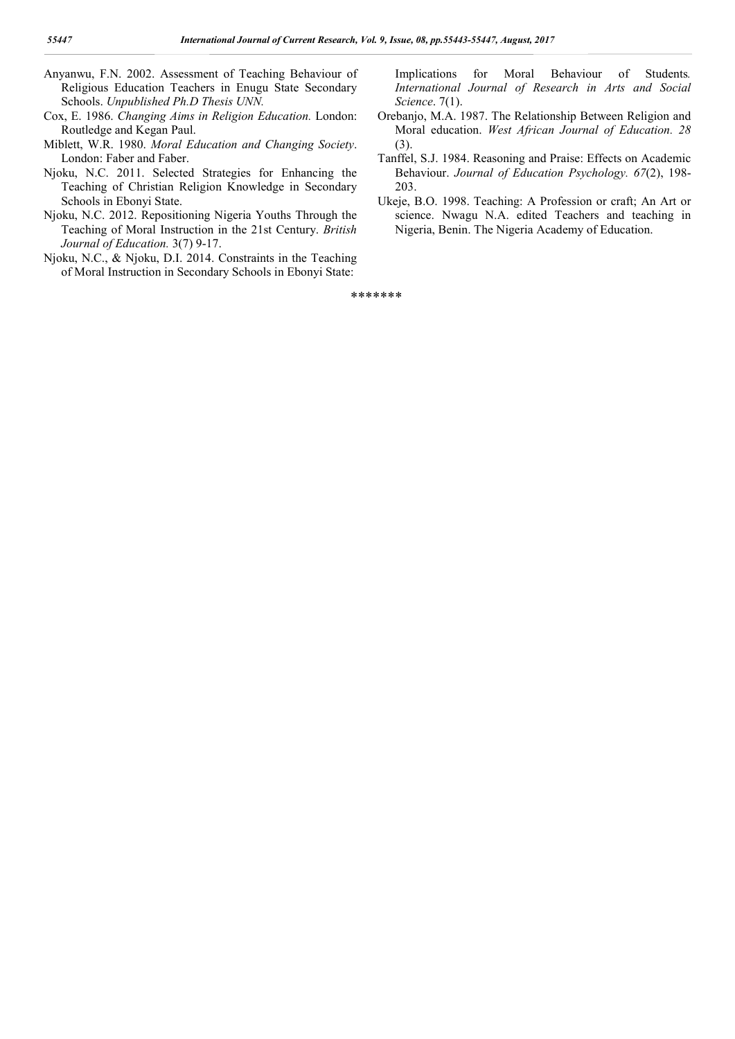Anyanwu, F.N. 2002. Assessment of Teaching Behaviour of Religious Education Teachers in Enugu State Secondary Schools. *Unpublished Ph.D Thesis UNN.*

Cox, E. 1986. *Changing Aims in Religion Education.* London: Routledge and Kegan Paul.

Miblett, W.R. 1980. *Moral Education and Changing Society*. London: Faber and Faber.

Njoku, N.C. 2011. Selected Strategies for Enhancing the Teaching of Christian Religion Knowledge in Secondary Schools in Ebonyi State.

Njoku, N.C. 2012. Repositioning Nigeria Youths Through the Teaching of Moral Instruction in the 21st Century. *British Journal of Education.* 3(7) 9-17.

Njoku, N.C., & Njoku, D.I. 2014. Constraints in the Teaching of Moral Instruction in Secondary Schools in Ebonyi State: Implications for Moral Behaviour of Students. *International Journal of Research in Arts and Social Science*. 7(1).

Orebanjo, M.A. 1987. The Relationship Between Religion and Moral education. *West African Journal of Education. 28* (3).

Tanffel, S.J. 1984. Reasoning and Praise: Effects on Academic Behaviour. *Journal of Education Psychology. 67*(2), 198-203.

Ukeje, B.O. 1998. Teaching: A Profession or craft; An Art or science. Nwagu N.A. edited Teachers and teaching in Nigeria, Benin. The Nigeria Academy of Education.

*******